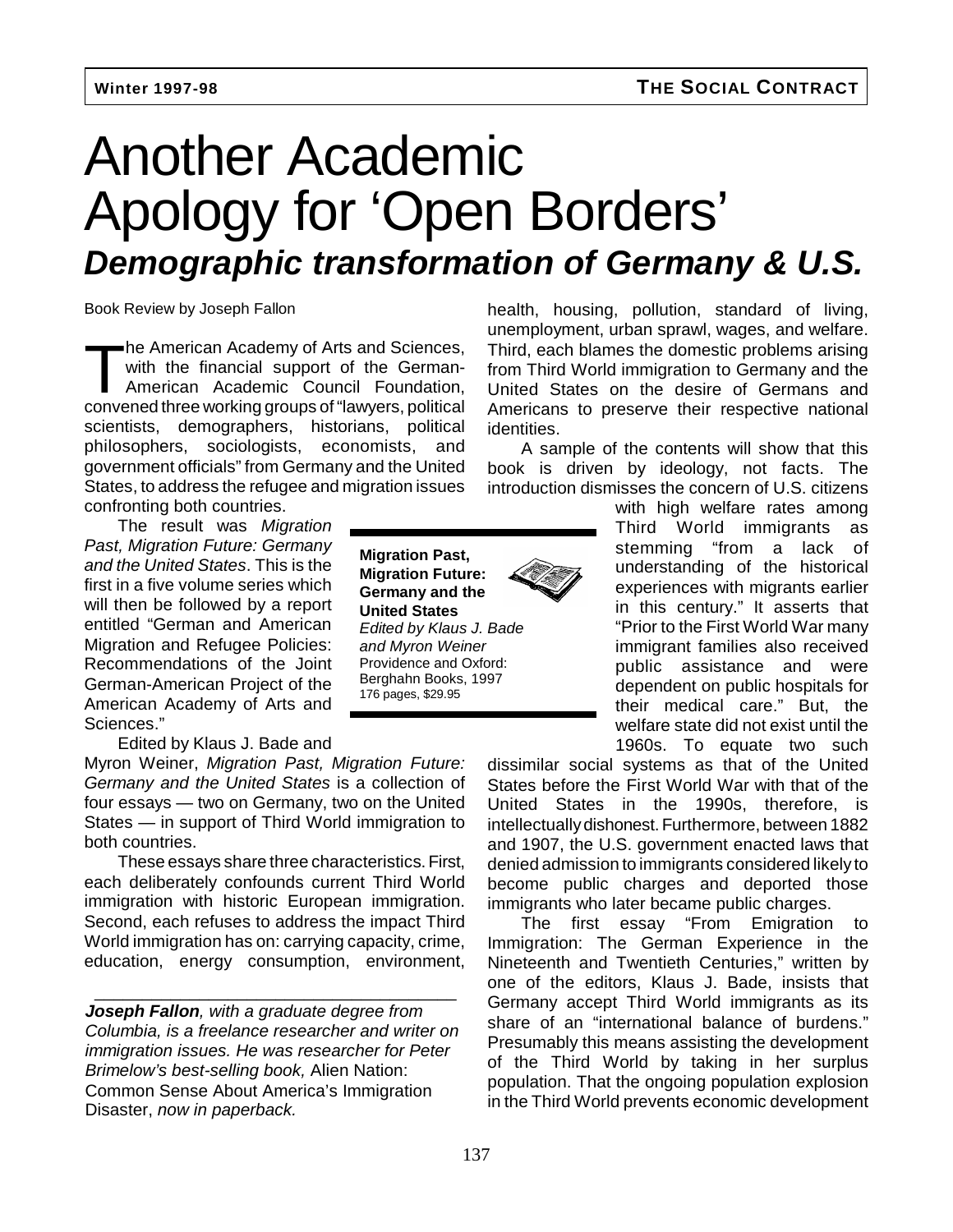# Another Academic Apology for 'Open Borders'

## *Demographic transformation of Germany & U.S.*

Book Review by Joseph Fallon

The American Academy of Arts and Sciences, with the financial support of the German-American Academic Council Foundation, convened three working groups of "lawyers, political scientists, demographers, historians, political philosophers, sociologists, economists, and government officials" from Germany and the United States, to address the refugee and migration issues confronting both countries.

The result was *Migration Past, Migration Future: Germany and the United States*. This is the first in a five volume series which will then be followed by a report entitled "German and American Migration and Refugee Policies: Recommendations of the Joint German-American Project of the American Academy of Arts and Sciences."

**Migration Past, Migration Future: Germany and the United States**
*Edited by Klaus J. Bade and Myron Weiner*
Providence and Oxford: Berghahn Books, 1997
176 pages, $29.95

Edited by Klaus J. Bade and Myron Weiner, *Migration Past, Migration Future: Germany and the United States* is a collection of four essays — two on Germany, two on the United States — in support of Third World immigration to both countries.

These essays share three characteristics. First, each deliberately confounds current Third World immigration with historic European immigration. Second, each refuses to address the impact Third World immigration has on: carrying capacity, crime, education, energy consumption, environment, health, housing, pollution, standard of living, unemployment, urban sprawl, wages, and welfare. Third, each blames the domestic problems arising from Third World immigration to Germany and the United States on the desire of Germans and Americans to preserve their respective national identities.

A sample of the contents will show that this book is driven by ideology, not facts. The introduction dismisses the concern of U.S. citizens with high welfare rates among Third World immigrants as stemming "from a lack of understanding of the historical experiences with migrants earlier in this century." It asserts that "Prior to the First World War many immigrant families also received public assistance and were dependent on public hospitals for their medical care." But, the welfare state did not exist until the 1960s. To equate two such dissimilar social systems as that of the United States before the First World War with that of the United States in the 1990s, therefore, is intellectually dishonest. Furthermore, between 1882 and 1907, the U.S. government enacted laws that denied admission to immigrants considered likely to become public charges and deported those immigrants who later became public charges.

The first essay "From Emigration to Immigration: The German Experience in the Nineteenth and Twentieth Centuries," written by one of the editors, Klaus J. Bade, insists that Germany accept Third World immigrants as its share of an "international balance of burdens." Presumably this means assisting the development of the Third World by taking in her surplus population. That the ongoing population explosion in the Third World prevents economic development

---

***Joseph Fallon**, with a graduate degree from Columbia, is a freelance researcher and writer on immigration issues. He was researcher for Peter Brimelow's best-selling book,* Alien Nation: Common Sense About America's Immigration Disaster, *now in paperback.*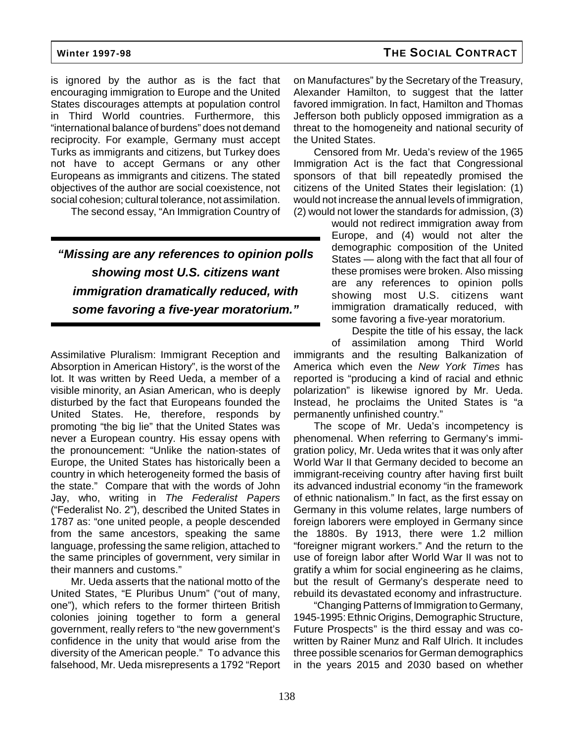is ignored by the author as is the fact that encouraging immigration to Europe and the United States discourages attempts at population control in Third World countries. Furthermore, this "international balance of burdens" does not demand reciprocity. For example, Germany must accept Turks as immigrants and citizens, but Turkey does not have to accept Germans or any other Europeans as immigrants and citizens. The stated objectives of the author are social coexistence, not social cohesion; cultural tolerance, not assimilation.

The second essay, "An Immigration Country of Assimilative Pluralism: Immigrant Reception and Absorption in American History", is the worst of the lot. It was written by Reed Ueda, a member of a visible minority, an Asian American, who is deeply disturbed by the fact that Europeans founded the United States. He, therefore, responds by promoting "the big lie" that the United States was never a European country. His essay opens with the pronouncement: "Unlike the nation-states of Europe, the United States has historically been a country in which heterogeneity formed the basis of the state." Compare that with the words of John Jay, who, writing in *The Federalist Papers* ("Federalist No. 2"), described the United States in 1787 as: "one united people, a people descended from the same ancestors, speaking the same language, professing the same religion, attached to the same principles of government, very similar in their manners and customs."

Mr. Ueda asserts that the national motto of the United States, "E Pluribus Unum" ("out of many, one"), which refers to the former thirteen British colonies joining together to form a general government, really refers to "the new government's confidence in the unity that would arise from the diversity of the American people." To advance this falsehood, Mr. Ueda misrepresents a 1792 "Report on Manufactures" by the Secretary of the Treasury, Alexander Hamilton, to suggest that the latter favored immigration. In fact, Hamilton and Thomas Jefferson both publicly opposed immigration as a threat to the homogeneity and national security of the United States.

Censored from Mr. Ueda's review of the 1965 Immigration Act is the fact that Congressional sponsors of that bill repeatedly promised the citizens of the United States their legislation: (1) would not increase the annual levels of immigration, (2) would not lower the standards for admission, (3) would not redirect immigration away from Europe, and (4) would not alter the demographic composition of the United States — along with the fact that all four of these promises were broken. Also missing are any references to opinion polls showing most U.S. citizens want immigration dramatically reduced, with some favoring a five-year moratorium.

***"Missing are any references to opinion polls showing most U.S. citizens want immigration dramatically reduced, with some favoring a five-year moratorium."***

Despite the title of his essay, the lack of assimilation among Third World immigrants and the resulting Balkanization of America which even the *New York Times* has reported is "producing a kind of racial and ethnic polarization" is likewise ignored by Mr. Ueda. Instead, he proclaims the United States is "a permanently unfinished country."

The scope of Mr. Ueda's incompetency is phenomenal. When referring to Germany's immigration policy, Mr. Ueda writes that it was only after World War II that Germany decided to become an immigrant-receiving country after having first built its advanced industrial economy "in the framework of ethnic nationalism." In fact, as the first essay on Germany in this volume relates, large numbers of foreign laborers were employed in Germany since the 1880s. By 1913, there were 1.2 million "foreigner migrant workers." And the return to the use of foreign labor after World War II was not to gratify a whim for social engineering as he claims, but the result of Germany's desperate need to rebuild its devastated economy and infrastructure.

"Changing Patterns of Immigration to Germany, 1945-1995: Ethnic Origins, Demographic Structure, Future Prospects" is the third essay and was co-written by Rainer Munz and Ralf Ulrich. It includes three possible scenarios for German demographics in the years 2015 and 2030 based on whether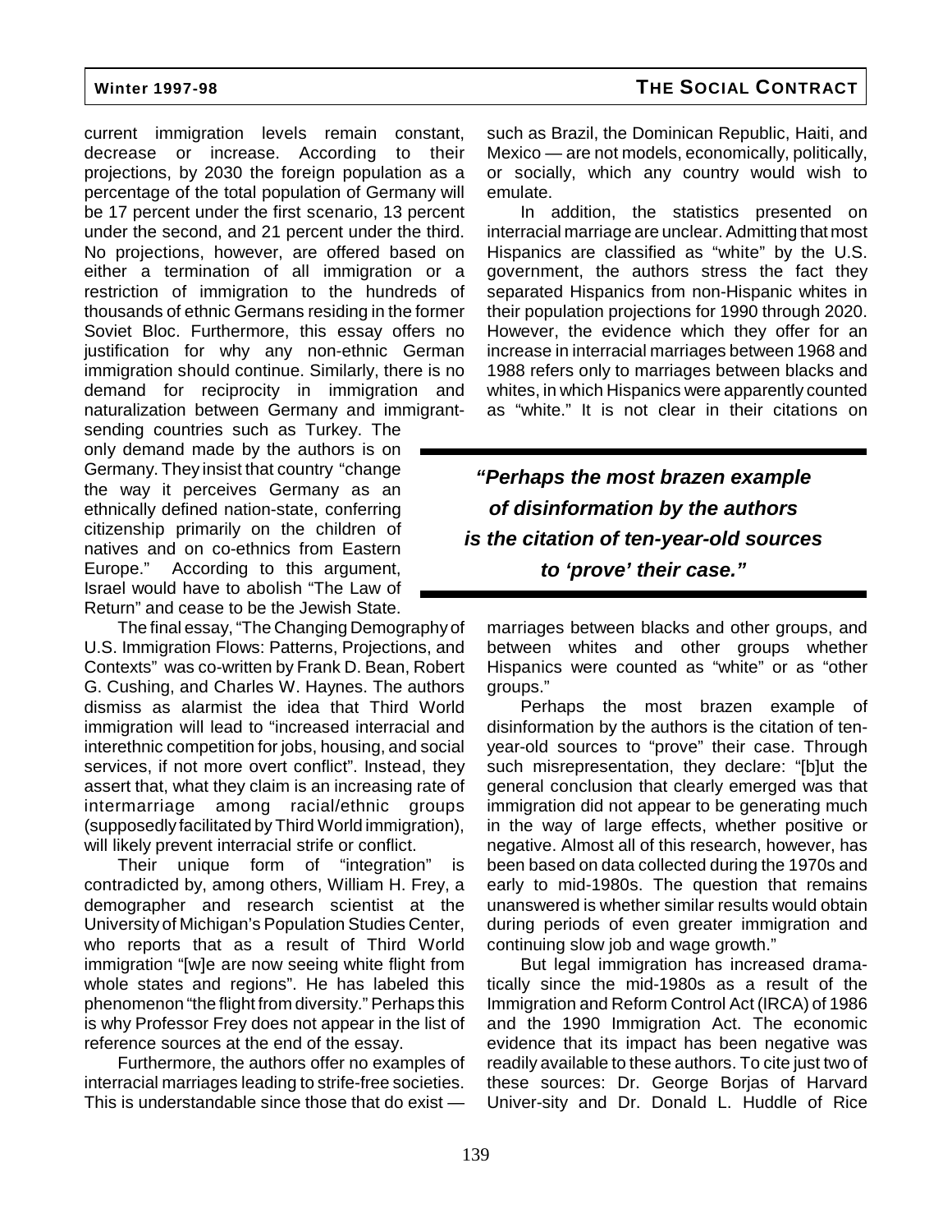current immigration levels remain constant, decrease or increase. According to their projections, by 2030 the foreign population as a percentage of the total population of Germany will be 17 percent under the first scenario, 13 percent under the second, and 21 percent under the third. No projections, however, are offered based on either a termination of all immigration or a restriction of immigration to the hundreds of thousands of ethnic Germans residing in the former Soviet Bloc. Furthermore, this essay offers no justification for why any non-ethnic German immigration should continue. Similarly, there is no demand for reciprocity in immigration and naturalization between Germany and immigrant-sending countries such as Turkey. The only demand made by the authors is on Germany. They insist that country "change the way it perceives Germany as an ethnically defined nation-state, conferring citizenship primarily on the children of natives and on co-ethnics from Eastern Europe." According to this argument, Israel would have to abolish "The Law of Return" and cease to be the Jewish State.

The final essay, "The Changing Demography of U.S. Immigration Flows: Patterns, Projections, and Contexts" was co-written by Frank D. Bean, Robert G. Cushing, and Charles W. Haynes. The authors dismiss as alarmist the idea that Third World immigration will lead to "increased interracial and interethnic competition for jobs, housing, and social services, if not more overt conflict". Instead, they assert that, what they claim is an increasing rate of intermarriage among racial/ethnic groups (supposedly facilitated by Third World immigration), will likely prevent interracial strife or conflict.

Their unique form of "integration" is contradicted by, among others, William H. Frey, a demographer and research scientist at the University of Michigan's Population Studies Center, who reports that as a result of Third World immigration "[w]e are now seeing white flight from whole states and regions". He has labeled this phenomenon "the flight from diversity." Perhaps this is why Professor Frey does not appear in the list of reference sources at the end of the essay.

Furthermore, the authors offer no examples of interracial marriages leading to strife-free societies. This is understandable since those that do exist — such as Brazil, the Dominican Republic, Haiti, and Mexico — are not models, economically, politically, or socially, which any country would wish to emulate.

In addition, the statistics presented on interracial marriage are unclear. Admitting that most Hispanics are classified as "white" by the U.S. government, the authors stress the fact they separated Hispanics from non-Hispanic whites in their population projections for 1990 through 2020. However, the evidence which they offer for an increase in interracial marriages between 1968 and 1988 refers only to marriages between blacks and whites, in which Hispanics were apparently counted as "white." It is not clear in their citations on marriages between blacks and other groups, and between whites and other groups whether Hispanics were counted as "white" or as "other groups."

> ***"Perhaps the most brazen example of disinformation by the authors is the citation of ten-year-old sources to 'prove' their case."***

Perhaps the most brazen example of disinformation by the authors is the citation of ten-year-old sources to "prove" their case. Through such misrepresentation, they declare: "[b]ut the general conclusion that clearly emerged was that immigration did not appear to be generating much in the way of large effects, whether positive or negative. Almost all of this research, however, has been based on data collected during the 1970s and early to mid-1980s. The question that remains unanswered is whether similar results would obtain during periods of even greater immigration and continuing slow job and wage growth."

But legal immigration has increased dramatically since the mid-1980s as a result of the Immigration and Reform Control Act (IRCA) of 1986 and the 1990 Immigration Act. The economic evidence that its impact has been negative was readily available to these authors. To cite just two of these sources: Dr. George Borjas of Harvard University and Dr. Donald L. Huddle of Rice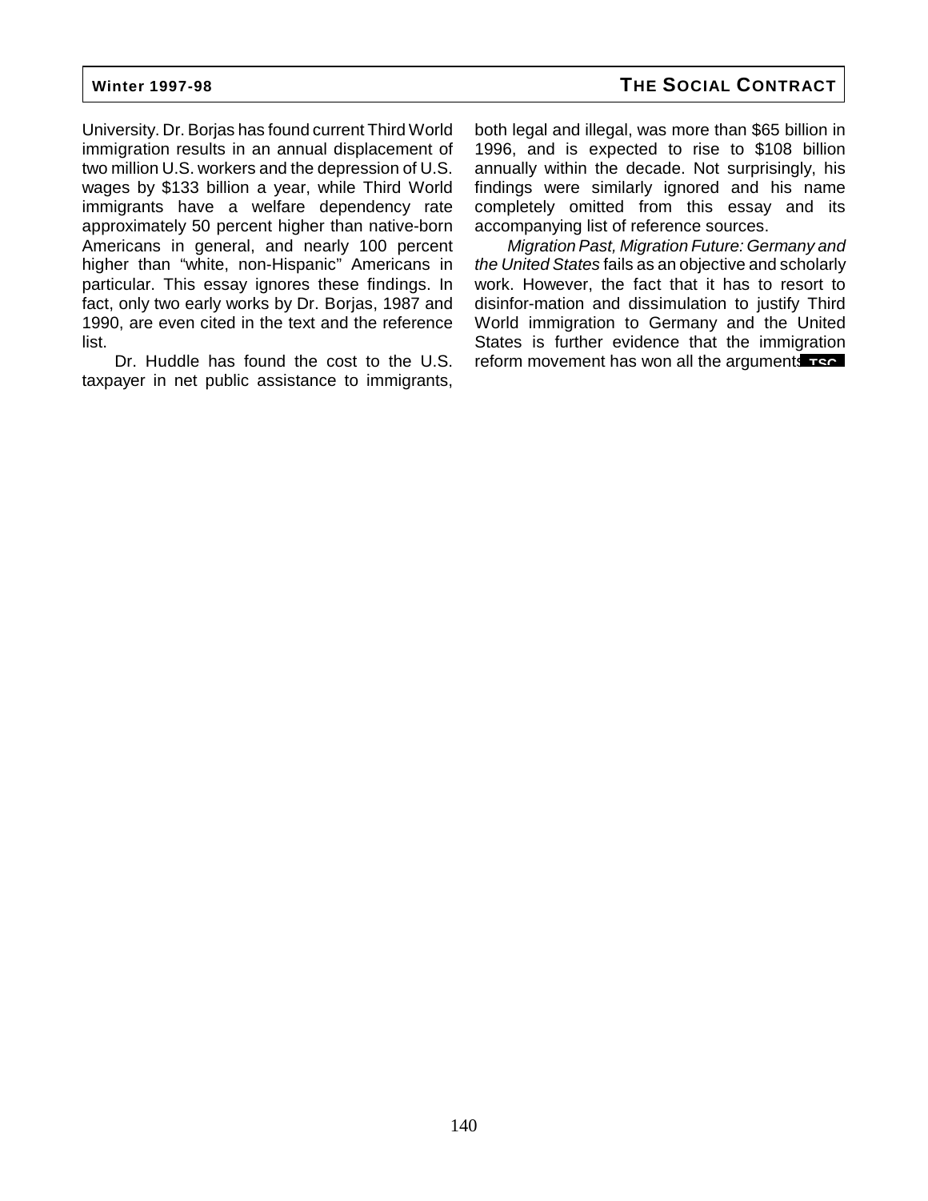University. Dr. Borjas has found current Third World immigration results in an annual displacement of two million U.S. workers and the depression of U.S. wages by $133 billion a year, while Third World immigrants have a welfare dependency rate approximately 50 percent higher than native-born Americans in general, and nearly 100 percent higher than "white, non-Hispanic" Americans in particular. This essay ignores these findings. In fact, only two early works by Dr. Borjas, 1987 and 1990, are even cited in the text and the reference list.

Dr. Huddle has found the cost to the U.S. taxpayer in net public assistance to immigrants, both legal and illegal, was more than $65 billion in 1996, and is expected to rise to $108 billion annually within the decade. Not surprisingly, his findings were similarly ignored and his name completely omitted from this essay and its accompanying list of reference sources.

*Migration Past, Migration Future: Germany and the United States* fails as an objective and scholarly work. However, the fact that it has to resort to disinfor-mation and dissimulation to justify Third World immigration to Germany and the United States is further evidence that the immigration reform movement has won all the arguments. **TSC**